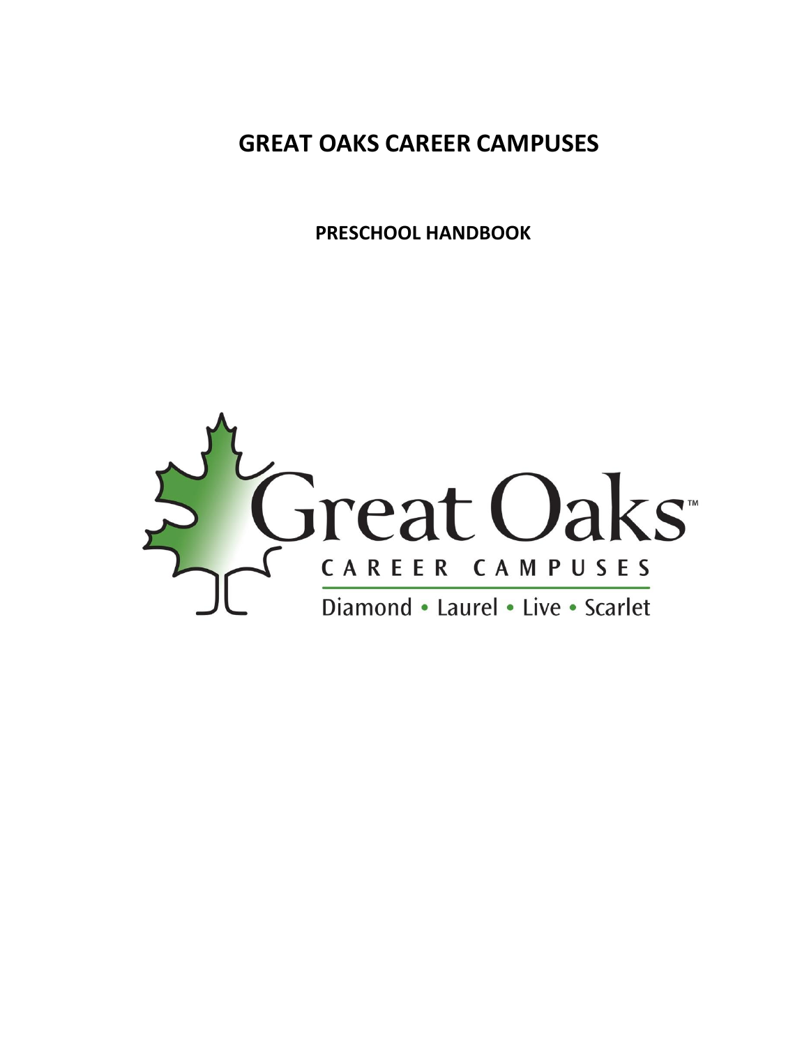# GREAT OAKS CAREER CAMPUSES

## PRESCHOOL HANDBOOK

Great Oaks™

CAREER CAMPUSES

Diamond • Laurel • Live • Scarlet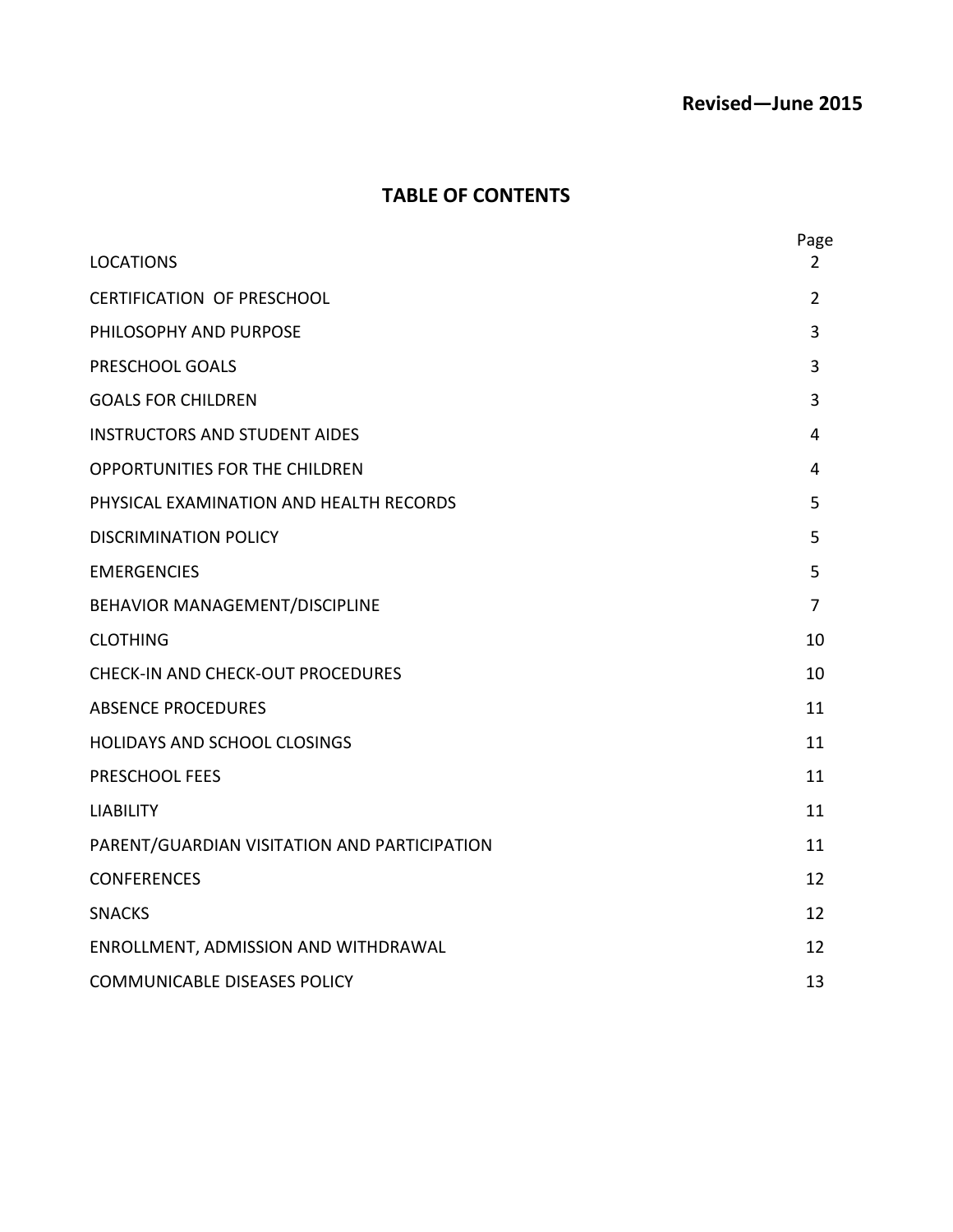**Revised—June 2015**

## TABLE OF CONTENTS

| | Page |
|---|---|
| LOCATIONS | 2 |
| CERTIFICATION OF PRESCHOOL | 2 |
| PHILOSOPHY AND PURPOSE | 3 |
| PRESCHOOL GOALS | 3 |
| GOALS FOR CHILDREN | 3 |
| INSTRUCTORS AND STUDENT AIDES | 4 |
| OPPORTUNITIES FOR THE CHILDREN | 4 |
| PHYSICAL EXAMINATION AND HEALTH RECORDS | 5 |
| DISCRIMINATION POLICY | 5 |
| EMERGENCIES | 5 |
| BEHAVIOR MANAGEMENT/DISCIPLINE | 7 |
| CLOTHING | 10 |
| CHECK-IN AND CHECK-OUT PROCEDURES | 10 |
| ABSENCE PROCEDURES | 11 |
| HOLIDAYS AND SCHOOL CLOSINGS | 11 |
| PRESCHOOL FEES | 11 |
| LIABILITY | 11 |
| PARENT/GUARDIAN VISITATION AND PARTICIPATION | 11 |
| CONFERENCES | 12 |
| SNACKS | 12 |
| ENROLLMENT, ADMISSION AND WITHDRAWAL | 12 |
| COMMUNICABLE DISEASES POLICY | 13 |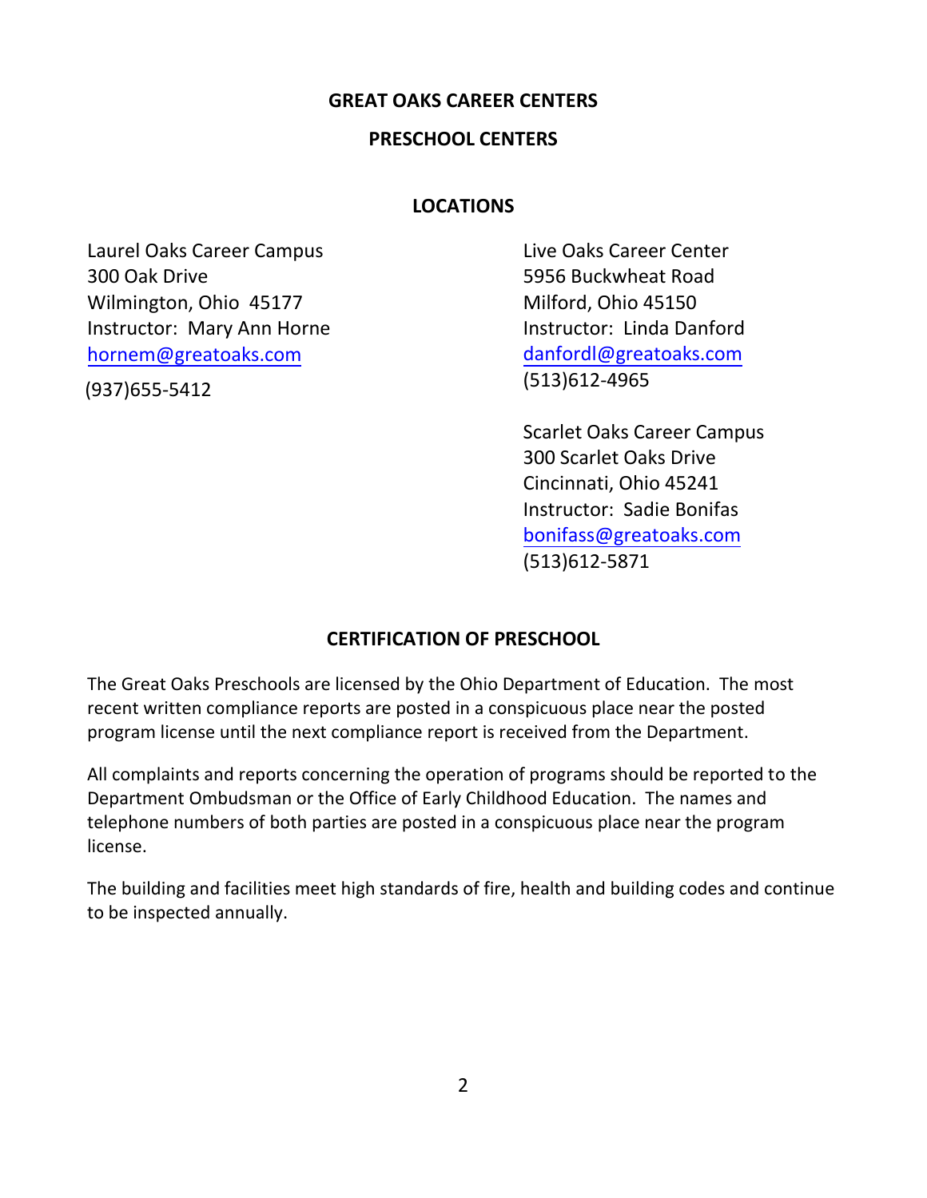# GREAT OAKS CAREER CENTERS

## PRESCHOOL CENTERS

### LOCATIONS

Laurel Oaks Career Campus
300 Oak Drive
Wilmington, Ohio 45177
Instructor: Mary Ann Horne
hornem@greatoaks.com
(937)655-5412

Live Oaks Career Center
5956 Buckwheat Road
Milford, Ohio 45150
Instructor: Linda Danford
danfordl@greatoaks.com
(513)612-4965

Scarlet Oaks Career Campus
300 Scarlet Oaks Drive
Cincinnati, Ohio 45241
Instructor: Sadie Bonifas
bonifass@greatoaks.com
(513)612-5871

### CERTIFICATION OF PRESCHOOL

The Great Oaks Preschools are licensed by the Ohio Department of Education. The most recent written compliance reports are posted in a conspicuous place near the posted program license until the next compliance report is received from the Department.

All complaints and reports concerning the operation of programs should be reported to the Department Ombudsman or the Office of Early Childhood Education. The names and telephone numbers of both parties are posted in a conspicuous place near the program license.

The building and facilities meet high standards of fire, health and building codes and continue to be inspected annually.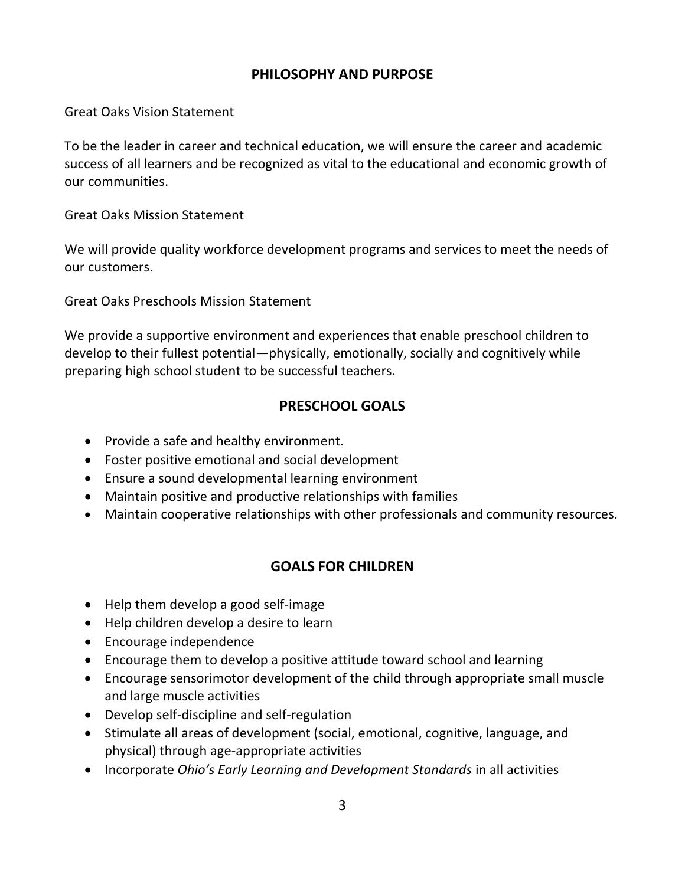## PHILOSOPHY AND PURPOSE

Great Oaks Vision Statement

To be the leader in career and technical education, we will ensure the career and academic success of all learners and be recognized as vital to the educational and economic growth of our communities.

Great Oaks Mission Statement

We will provide quality workforce development programs and services to meet the needs of our customers.

Great Oaks Preschools Mission Statement

We provide a supportive environment and experiences that enable preschool children to develop to their fullest potential—physically, emotionally, socially and cognitively while preparing high school student to be successful teachers.

## PRESCHOOL GOALS

- Provide a safe and healthy environment.
- Foster positive emotional and social development
- Ensure a sound developmental learning environment
- Maintain positive and productive relationships with families
- Maintain cooperative relationships with other professionals and community resources.

## GOALS FOR CHILDREN

- Help them develop a good self-image
- Help children develop a desire to learn
- Encourage independence
- Encourage them to develop a positive attitude toward school and learning
- Encourage sensorimotor development of the child through appropriate small muscle and large muscle activities
- Develop self-discipline and self-regulation
- Stimulate all areas of development (social, emotional, cognitive, language, and physical) through age-appropriate activities
- Incorporate *Ohio's Early Learning and Development Standards* in all activities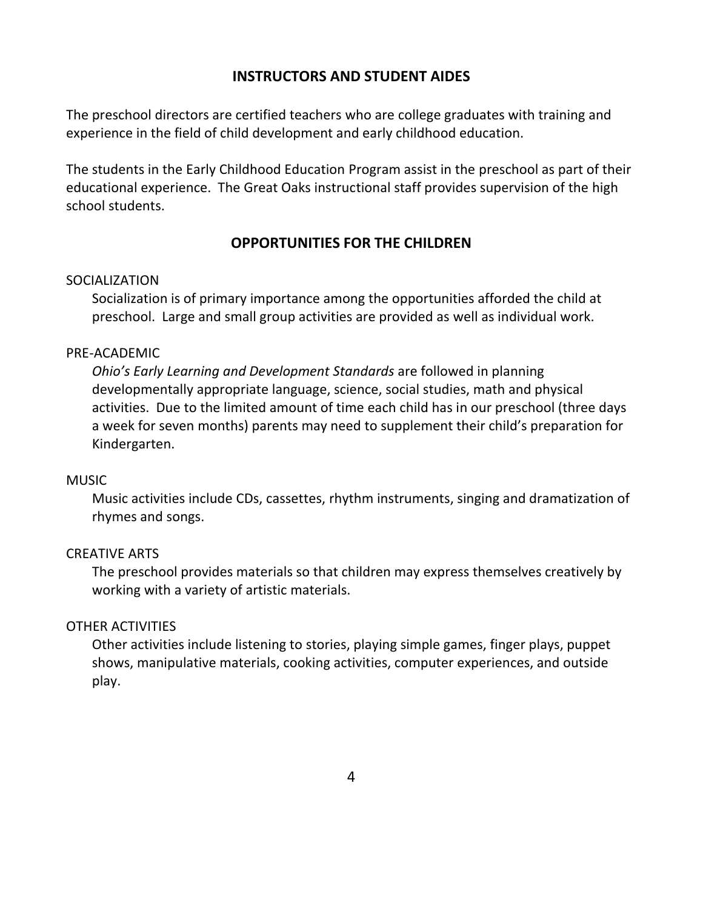## INSTRUCTORS AND STUDENT AIDES

The preschool directors are certified teachers who are college graduates with training and experience in the field of child development and early childhood education.

The students in the Early Childhood Education Program assist in the preschool as part of their educational experience. The Great Oaks instructional staff provides supervision of the high school students.

## OPPORTUNITIES FOR THE CHILDREN

### SOCIALIZATION

Socialization is of primary importance among the opportunities afforded the child at preschool. Large and small group activities are provided as well as individual work.

### PRE-ACADEMIC

*Ohio's Early Learning and Development Standards* are followed in planning developmentally appropriate language, science, social studies, math and physical activities. Due to the limited amount of time each child has in our preschool (three days a week for seven months) parents may need to supplement their child's preparation for Kindergarten.

### MUSIC

Music activities include CDs, cassettes, rhythm instruments, singing and dramatization of rhymes and songs.

### CREATIVE ARTS

The preschool provides materials so that children may express themselves creatively by working with a variety of artistic materials.

### OTHER ACTIVITIES

Other activities include listening to stories, playing simple games, finger plays, puppet shows, manipulative materials, cooking activities, computer experiences, and outside play.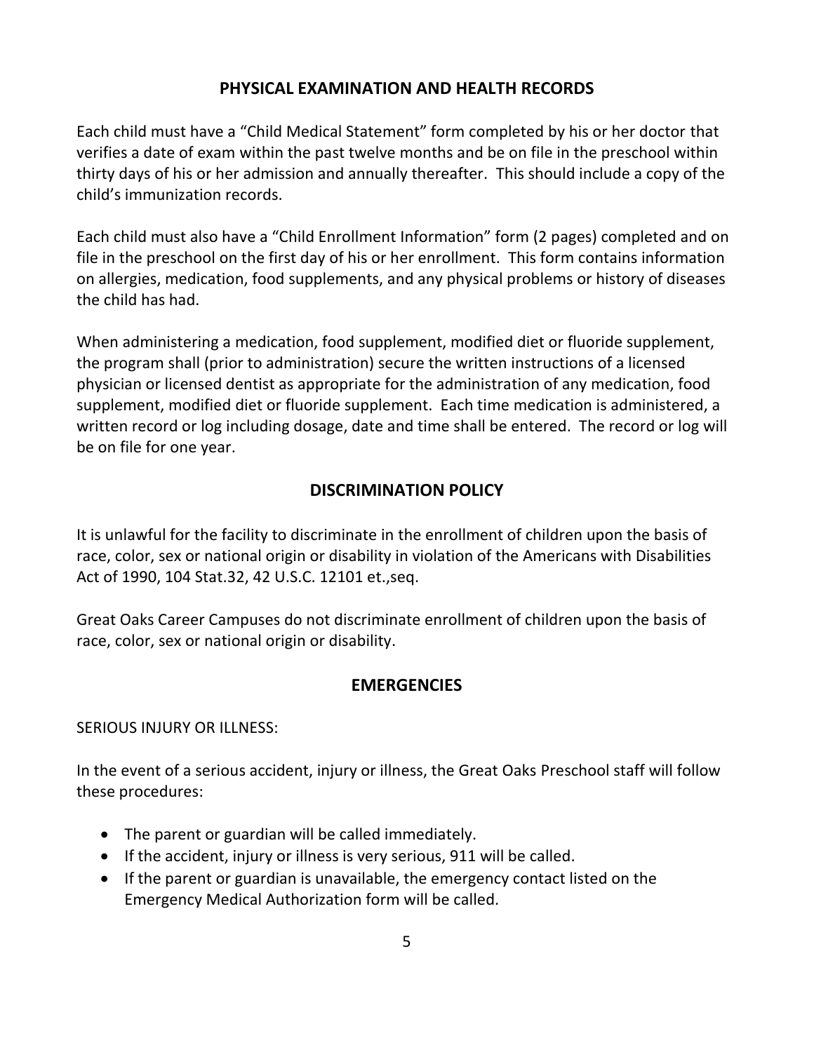## PHYSICAL EXAMINATION AND HEALTH RECORDS

Each child must have a "Child Medical Statement" form completed by his or her doctor that verifies a date of exam within the past twelve months and be on file in the preschool within thirty days of his or her admission and annually thereafter. This should include a copy of the child's immunization records.

Each child must also have a "Child Enrollment Information" form (2 pages) completed and on file in the preschool on the first day of his or her enrollment. This form contains information on allergies, medication, food supplements, and any physical problems or history of diseases the child has had.

When administering a medication, food supplement, modified diet or fluoride supplement, the program shall (prior to administration) secure the written instructions of a licensed physician or licensed dentist as appropriate for the administration of any medication, food supplement, modified diet or fluoride supplement. Each time medication is administered, a written record or log including dosage, date and time shall be entered. The record or log will be on file for one year.

## DISCRIMINATION POLICY

It is unlawful for the facility to discriminate in the enrollment of children upon the basis of race, color, sex or national origin or disability in violation of the Americans with Disabilities Act of 1990, 104 Stat.32, 42 U.S.C. 12101 et.,seq.

Great Oaks Career Campuses do not discriminate enrollment of children upon the basis of race, color, sex or national origin or disability.

## EMERGENCIES

SERIOUS INJURY OR ILLNESS:

In the event of a serious accident, injury or illness, the Great Oaks Preschool staff will follow these procedures:

- The parent or guardian will be called immediately.
- If the accident, injury or illness is very serious, 911 will be called.
- If the parent or guardian is unavailable, the emergency contact listed on the Emergency Medical Authorization form will be called.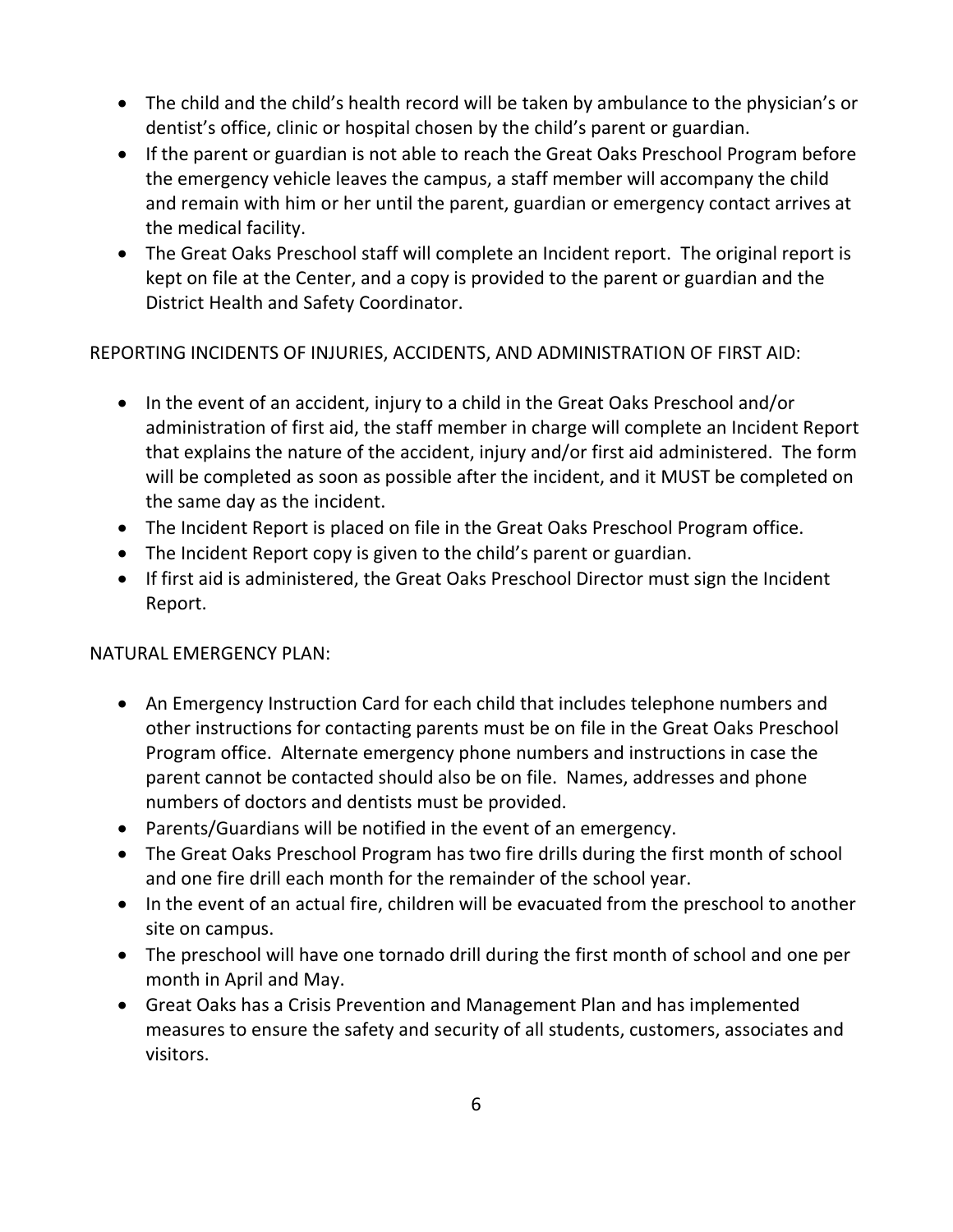- The child and the child's health record will be taken by ambulance to the physician's or dentist's office, clinic or hospital chosen by the child's parent or guardian.
- If the parent or guardian is not able to reach the Great Oaks Preschool Program before the emergency vehicle leaves the campus, a staff member will accompany the child and remain with him or her until the parent, guardian or emergency contact arrives at the medical facility.
- The Great Oaks Preschool staff will complete an Incident report. The original report is kept on file at the Center, and a copy is provided to the parent or guardian and the District Health and Safety Coordinator.

REPORTING INCIDENTS OF INJURIES, ACCIDENTS, AND ADMINISTRATION OF FIRST AID:

- In the event of an accident, injury to a child in the Great Oaks Preschool and/or administration of first aid, the staff member in charge will complete an Incident Report that explains the nature of the accident, injury and/or first aid administered. The form will be completed as soon as possible after the incident, and it MUST be completed on the same day as the incident.
- The Incident Report is placed on file in the Great Oaks Preschool Program office.
- The Incident Report copy is given to the child's parent or guardian.
- If first aid is administered, the Great Oaks Preschool Director must sign the Incident Report.

NATURAL EMERGENCY PLAN:

- An Emergency Instruction Card for each child that includes telephone numbers and other instructions for contacting parents must be on file in the Great Oaks Preschool Program office. Alternate emergency phone numbers and instructions in case the parent cannot be contacted should also be on file. Names, addresses and phone numbers of doctors and dentists must be provided.
- Parents/Guardians will be notified in the event of an emergency.
- The Great Oaks Preschool Program has two fire drills during the first month of school and one fire drill each month for the remainder of the school year.
- In the event of an actual fire, children will be evacuated from the preschool to another site on campus.
- The preschool will have one tornado drill during the first month of school and one per month in April and May.
- Great Oaks has a Crisis Prevention and Management Plan and has implemented measures to ensure the safety and security of all students, customers, associates and visitors.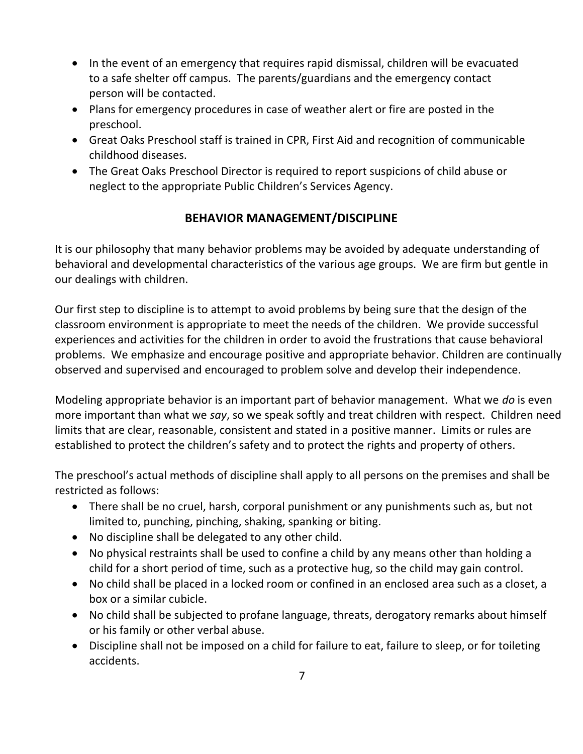- In the event of an emergency that requires rapid dismissal, children will be evacuated to a safe shelter off campus. The parents/guardians and the emergency contact person will be contacted.
- Plans for emergency procedures in case of weather alert or fire are posted in the preschool.
- Great Oaks Preschool staff is trained in CPR, First Aid and recognition of communicable childhood diseases.
- The Great Oaks Preschool Director is required to report suspicions of child abuse or neglect to the appropriate Public Children's Services Agency.

## BEHAVIOR MANAGEMENT/DISCIPLINE

It is our philosophy that many behavior problems may be avoided by adequate understanding of behavioral and developmental characteristics of the various age groups. We are firm but gentle in our dealings with children.

Our first step to discipline is to attempt to avoid problems by being sure that the design of the classroom environment is appropriate to meet the needs of the children. We provide successful experiences and activities for the children in order to avoid the frustrations that cause behavioral problems. We emphasize and encourage positive and appropriate behavior. Children are continually observed and supervised and encouraged to problem solve and develop their independence.

Modeling appropriate behavior is an important part of behavior management. What we *do* is even more important than what we *say*, so we speak softly and treat children with respect. Children need limits that are clear, reasonable, consistent and stated in a positive manner. Limits or rules are established to protect the children's safety and to protect the rights and property of others.

The preschool's actual methods of discipline shall apply to all persons on the premises and shall be restricted as follows:

- There shall be no cruel, harsh, corporal punishment or any punishments such as, but not limited to, punching, pinching, shaking, spanking or biting.
- No discipline shall be delegated to any other child.
- No physical restraints shall be used to confine a child by any means other than holding a child for a short period of time, such as a protective hug, so the child may gain control.
- No child shall be placed in a locked room or confined in an enclosed area such as a closet, a box or a similar cubicle.
- No child shall be subjected to profane language, threats, derogatory remarks about himself or his family or other verbal abuse.
- Discipline shall not be imposed on a child for failure to eat, failure to sleep, or for toileting accidents.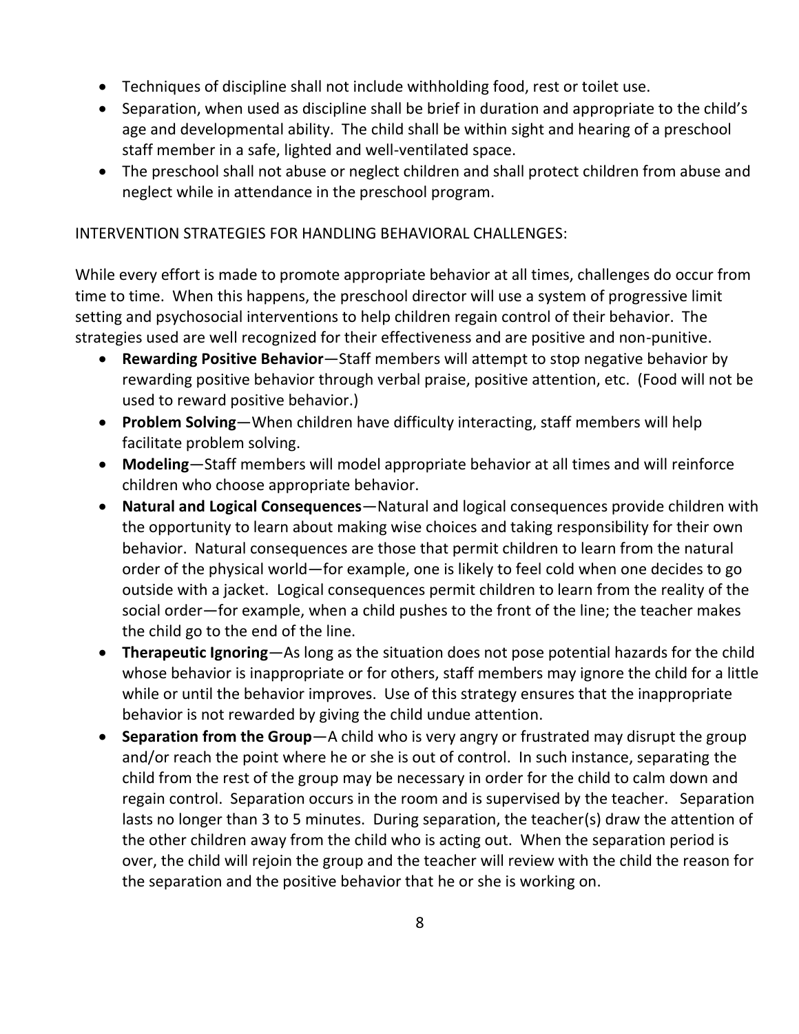- Techniques of discipline shall not include withholding food, rest or toilet use.
- Separation, when used as discipline shall be brief in duration and appropriate to the child's age and developmental ability. The child shall be within sight and hearing of a preschool staff member in a safe, lighted and well-ventilated space.
- The preschool shall not abuse or neglect children and shall protect children from abuse and neglect while in attendance in the preschool program.

INTERVENTION STRATEGIES FOR HANDLING BEHAVIORAL CHALLENGES:

While every effort is made to promote appropriate behavior at all times, challenges do occur from time to time. When this happens, the preschool director will use a system of progressive limit setting and psychosocial interventions to help children regain control of their behavior. The strategies used are well recognized for their effectiveness and are positive and non-punitive.

- **Rewarding Positive Behavior**—Staff members will attempt to stop negative behavior by rewarding positive behavior through verbal praise, positive attention, etc. (Food will not be used to reward positive behavior.)
- **Problem Solving**—When children have difficulty interacting, staff members will help facilitate problem solving.
- **Modeling**—Staff members will model appropriate behavior at all times and will reinforce children who choose appropriate behavior.
- **Natural and Logical Consequences**—Natural and logical consequences provide children with the opportunity to learn about making wise choices and taking responsibility for their own behavior. Natural consequences are those that permit children to learn from the natural order of the physical world—for example, one is likely to feel cold when one decides to go outside with a jacket. Logical consequences permit children to learn from the reality of the social order—for example, when a child pushes to the front of the line; the teacher makes the child go to the end of the line.
- **Therapeutic Ignoring**—As long as the situation does not pose potential hazards for the child whose behavior is inappropriate or for others, staff members may ignore the child for a little while or until the behavior improves. Use of this strategy ensures that the inappropriate behavior is not rewarded by giving the child undue attention.
- **Separation from the Group**—A child who is very angry or frustrated may disrupt the group and/or reach the point where he or she is out of control. In such instance, separating the child from the rest of the group may be necessary in order for the child to calm down and regain control. Separation occurs in the room and is supervised by the teacher. Separation lasts no longer than 3 to 5 minutes. During separation, the teacher(s) draw the attention of the other children away from the child who is acting out. When the separation period is over, the child will rejoin the group and the teacher will review with the child the reason for the separation and the positive behavior that he or she is working on.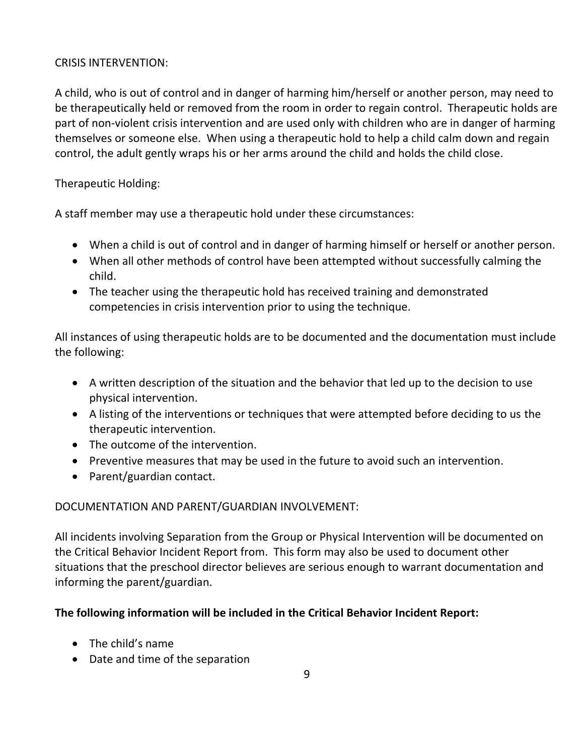CRISIS INTERVENTION:

A child, who is out of control and in danger of harming him/herself or another person, may need to be therapeutically held or removed from the room in order to regain control. Therapeutic holds are part of non-violent crisis intervention and are used only with children who are in danger of harming themselves or someone else. When using a therapeutic hold to help a child calm down and regain control, the adult gently wraps his or her arms around the child and holds the child close.

Therapeutic Holding:

A staff member may use a therapeutic hold under these circumstances:

- When a child is out of control and in danger of harming himself or herself or another person.
- When all other methods of control have been attempted without successfully calming the child.
- The teacher using the therapeutic hold has received training and demonstrated competencies in crisis intervention prior to using the technique.

All instances of using therapeutic holds are to be documented and the documentation must include the following:

- A written description of the situation and the behavior that led up to the decision to use physical intervention.
- A listing of the interventions or techniques that were attempted before deciding to us the therapeutic intervention.
- The outcome of the intervention.
- Preventive measures that may be used in the future to avoid such an intervention.
- Parent/guardian contact.

DOCUMENTATION AND PARENT/GUARDIAN INVOLVEMENT:

All incidents involving Separation from the Group or Physical Intervention will be documented on the Critical Behavior Incident Report from. This form may also be used to document other situations that the preschool director believes are serious enough to warrant documentation and informing the parent/guardian.

**The following information will be included in the Critical Behavior Incident Report:**

- The child's name
- Date and time of the separation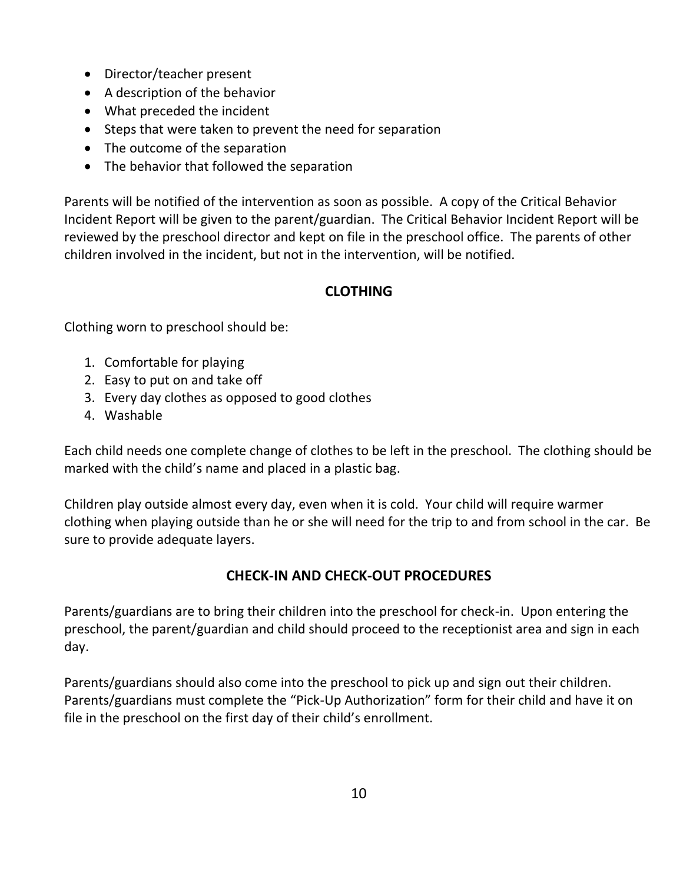- Director/teacher present
- A description of the behavior
- What preceded the incident
- Steps that were taken to prevent the need for separation
- The outcome of the separation
- The behavior that followed the separation

Parents will be notified of the intervention as soon as possible. A copy of the Critical Behavior Incident Report will be given to the parent/guardian. The Critical Behavior Incident Report will be reviewed by the preschool director and kept on file in the preschool office. The parents of other children involved in the incident, but not in the intervention, will be notified.

## CLOTHING

Clothing worn to preschool should be:

1. Comfortable for playing
2. Easy to put on and take off
3. Every day clothes as opposed to good clothes
4. Washable

Each child needs one complete change of clothes to be left in the preschool. The clothing should be marked with the child's name and placed in a plastic bag.

Children play outside almost every day, even when it is cold. Your child will require warmer clothing when playing outside than he or she will need for the trip to and from school in the car. Be sure to provide adequate layers.

## CHECK-IN AND CHECK-OUT PROCEDURES

Parents/guardians are to bring their children into the preschool for check-in. Upon entering the preschool, the parent/guardian and child should proceed to the receptionist area and sign in each day.

Parents/guardians should also come into the preschool to pick up and sign out their children. Parents/guardians must complete the "Pick-Up Authorization" form for their child and have it on file in the preschool on the first day of their child's enrollment.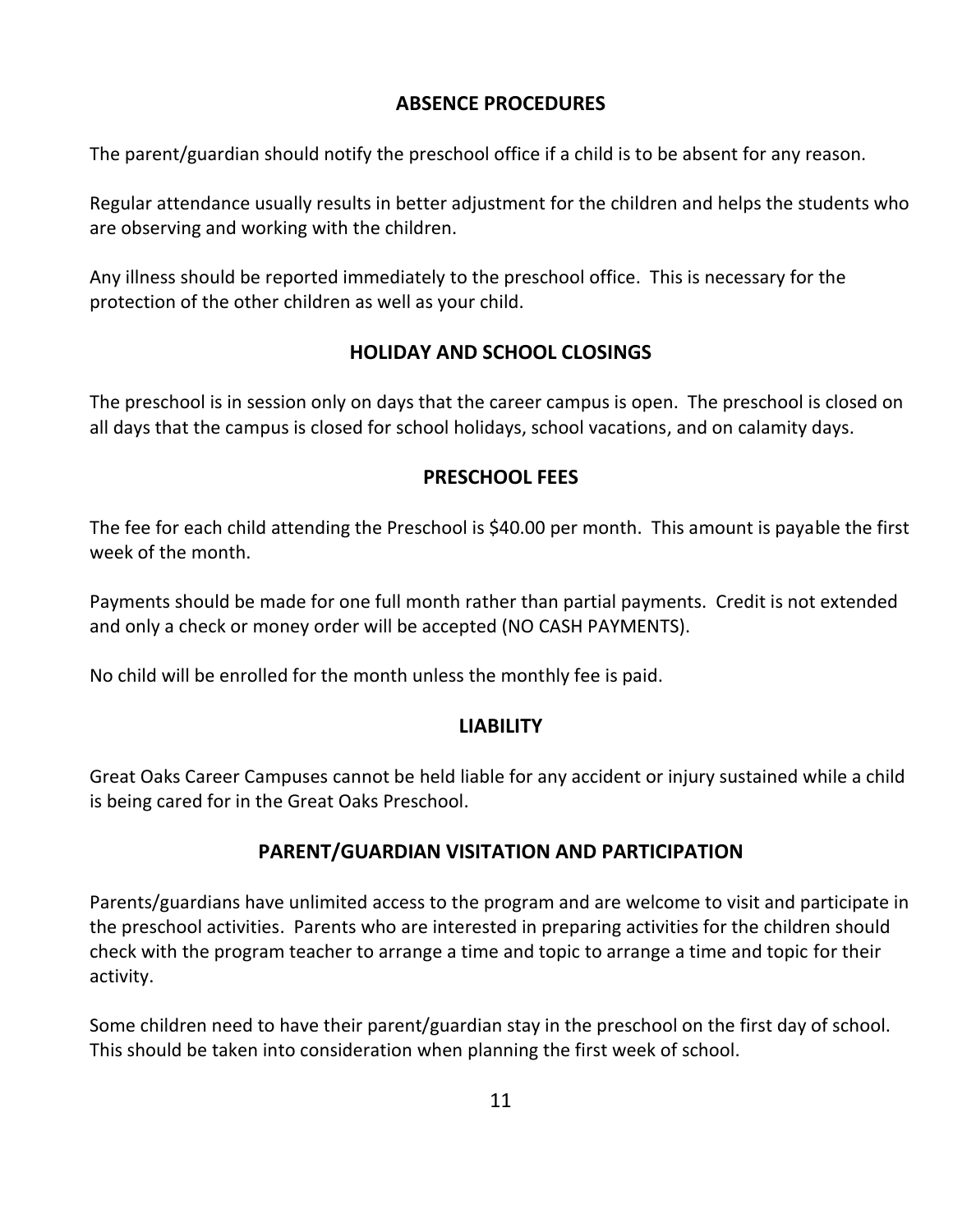## ABSENCE PROCEDURES

The parent/guardian should notify the preschool office if a child is to be absent for any reason.

Regular attendance usually results in better adjustment for the children and helps the students who are observing and working with the children.

Any illness should be reported immediately to the preschool office. This is necessary for the protection of the other children as well as your child.

## HOLIDAY AND SCHOOL CLOSINGS

The preschool is in session only on days that the career campus is open. The preschool is closed on all days that the campus is closed for school holidays, school vacations, and on calamity days.

## PRESCHOOL FEES

The fee for each child attending the Preschool is $40.00 per month. This amount is payable the first week of the month.

Payments should be made for one full month rather than partial payments. Credit is not extended and only a check or money order will be accepted (NO CASH PAYMENTS).

No child will be enrolled for the month unless the monthly fee is paid.

## LIABILITY

Great Oaks Career Campuses cannot be held liable for any accident or injury sustained while a child is being cared for in the Great Oaks Preschool.

## PARENT/GUARDIAN VISITATION AND PARTICIPATION

Parents/guardians have unlimited access to the program and are welcome to visit and participate in the preschool activities. Parents who are interested in preparing activities for the children should check with the program teacher to arrange a time and topic to arrange a time and topic for their activity.

Some children need to have their parent/guardian stay in the preschool on the first day of school. This should be taken into consideration when planning the first week of school.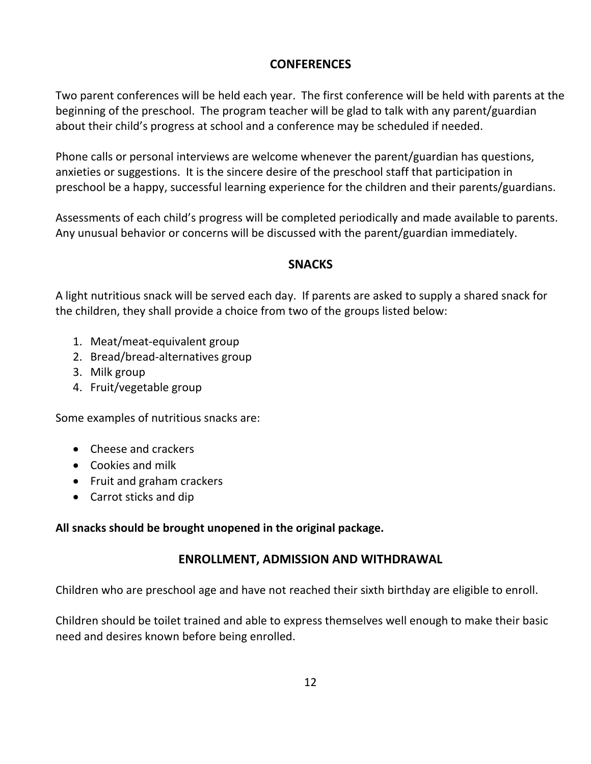## CONFERENCES

Two parent conferences will be held each year. The first conference will be held with parents at the beginning of the preschool. The program teacher will be glad to talk with any parent/guardian about their child's progress at school and a conference may be scheduled if needed.

Phone calls or personal interviews are welcome whenever the parent/guardian has questions, anxieties or suggestions. It is the sincere desire of the preschool staff that participation in preschool be a happy, successful learning experience for the children and their parents/guardians.

Assessments of each child's progress will be completed periodically and made available to parents. Any unusual behavior or concerns will be discussed with the parent/guardian immediately.

## SNACKS

A light nutritious snack will be served each day. If parents are asked to supply a shared snack for the children, they shall provide a choice from two of the groups listed below:

1. Meat/meat-equivalent group
2. Bread/bread-alternatives group
3. Milk group
4. Fruit/vegetable group

Some examples of nutritious snacks are:

- Cheese and crackers
- Cookies and milk
- Fruit and graham crackers
- Carrot sticks and dip

**All snacks should be brought unopened in the original package.**

## ENROLLMENT, ADMISSION AND WITHDRAWAL

Children who are preschool age and have not reached their sixth birthday are eligible to enroll.

Children should be toilet trained and able to express themselves well enough to make their basic need and desires known before being enrolled.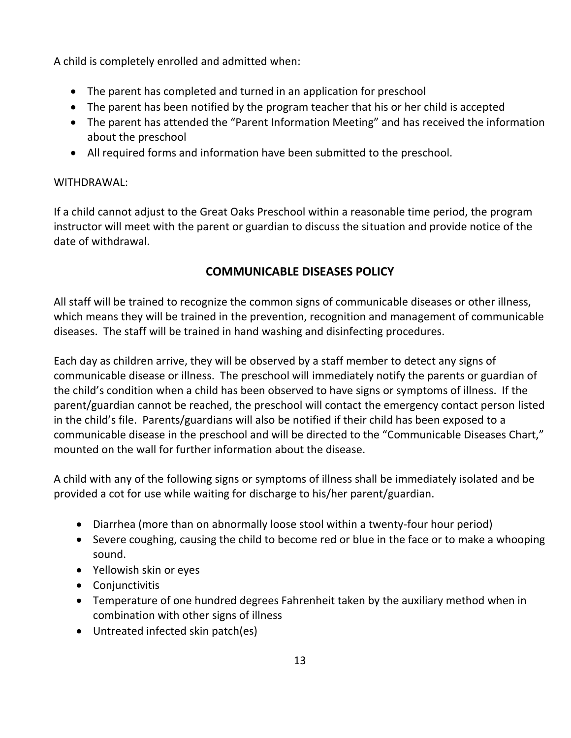A child is completely enrolled and admitted when:

- The parent has completed and turned in an application for preschool
- The parent has been notified by the program teacher that his or her child is accepted
- The parent has attended the "Parent Information Meeting" and has received the information about the preschool
- All required forms and information have been submitted to the preschool.

WITHDRAWAL:

If a child cannot adjust to the Great Oaks Preschool within a reasonable time period, the program instructor will meet with the parent or guardian to discuss the situation and provide notice of the date of withdrawal.

## COMMUNICABLE DISEASES POLICY

All staff will be trained to recognize the common signs of communicable diseases or other illness, which means they will be trained in the prevention, recognition and management of communicable diseases. The staff will be trained in hand washing and disinfecting procedures.

Each day as children arrive, they will be observed by a staff member to detect any signs of communicable disease or illness. The preschool will immediately notify the parents or guardian of the child's condition when a child has been observed to have signs or symptoms of illness. If the parent/guardian cannot be reached, the preschool will contact the emergency contact person listed in the child's file. Parents/guardians will also be notified if their child has been exposed to a communicable disease in the preschool and will be directed to the "Communicable Diseases Chart," mounted on the wall for further information about the disease.

A child with any of the following signs or symptoms of illness shall be immediately isolated and be provided a cot for use while waiting for discharge to his/her parent/guardian.

- Diarrhea (more than on abnormally loose stool within a twenty-four hour period)
- Severe coughing, causing the child to become red or blue in the face or to make a whooping sound.
- Yellowish skin or eyes
- Conjunctivitis
- Temperature of one hundred degrees Fahrenheit taken by the auxiliary method when in combination with other signs of illness
- Untreated infected skin patch(es)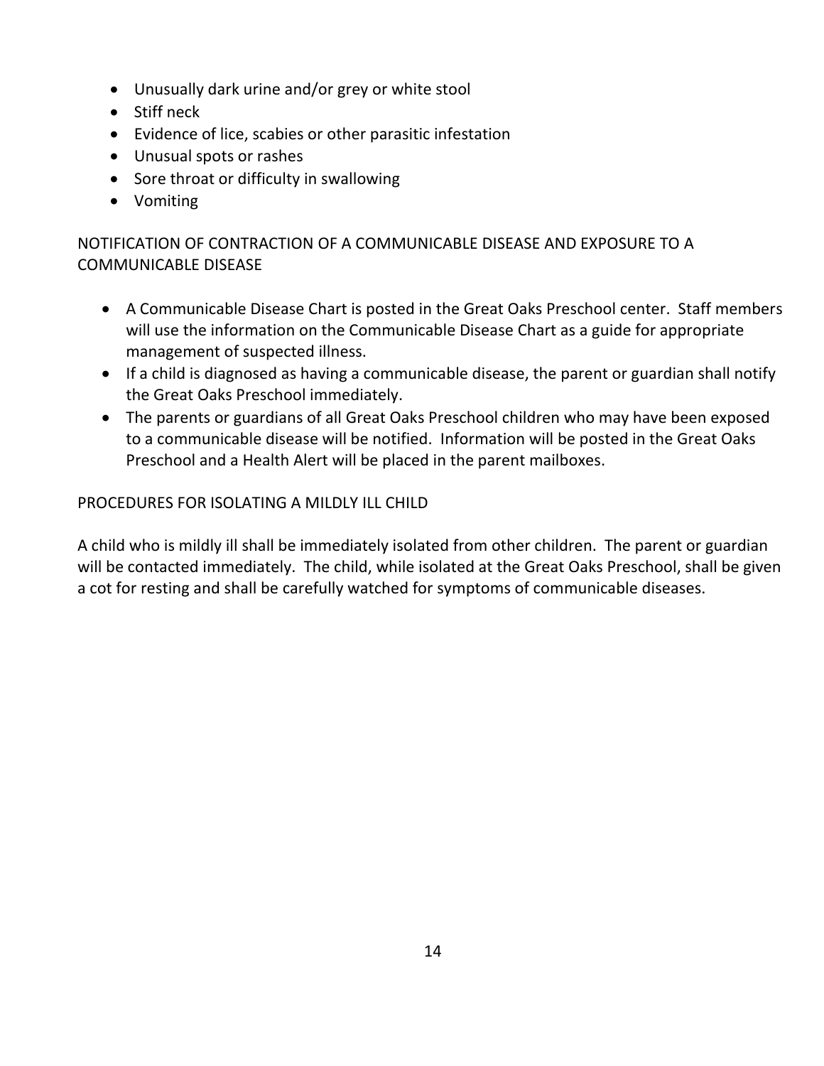- Unusually dark urine and/or grey or white stool
- Stiff neck
- Evidence of lice, scabies or other parasitic infestation
- Unusual spots or rashes
- Sore throat or difficulty in swallowing
- Vomiting

## NOTIFICATION OF CONTRACTION OF A COMMUNICABLE DISEASE AND EXPOSURE TO A COMMUNICABLE DISEASE

- A Communicable Disease Chart is posted in the Great Oaks Preschool center. Staff members will use the information on the Communicable Disease Chart as a guide for appropriate management of suspected illness.
- If a child is diagnosed as having a communicable disease, the parent or guardian shall notify the Great Oaks Preschool immediately.
- The parents or guardians of all Great Oaks Preschool children who may have been exposed to a communicable disease will be notified. Information will be posted in the Great Oaks Preschool and a Health Alert will be placed in the parent mailboxes.

## PROCEDURES FOR ISOLATING A MILDLY ILL CHILD

A child who is mildly ill shall be immediately isolated from other children. The parent or guardian will be contacted immediately. The child, while isolated at the Great Oaks Preschool, shall be given a cot for resting and shall be carefully watched for symptoms of communicable diseases.